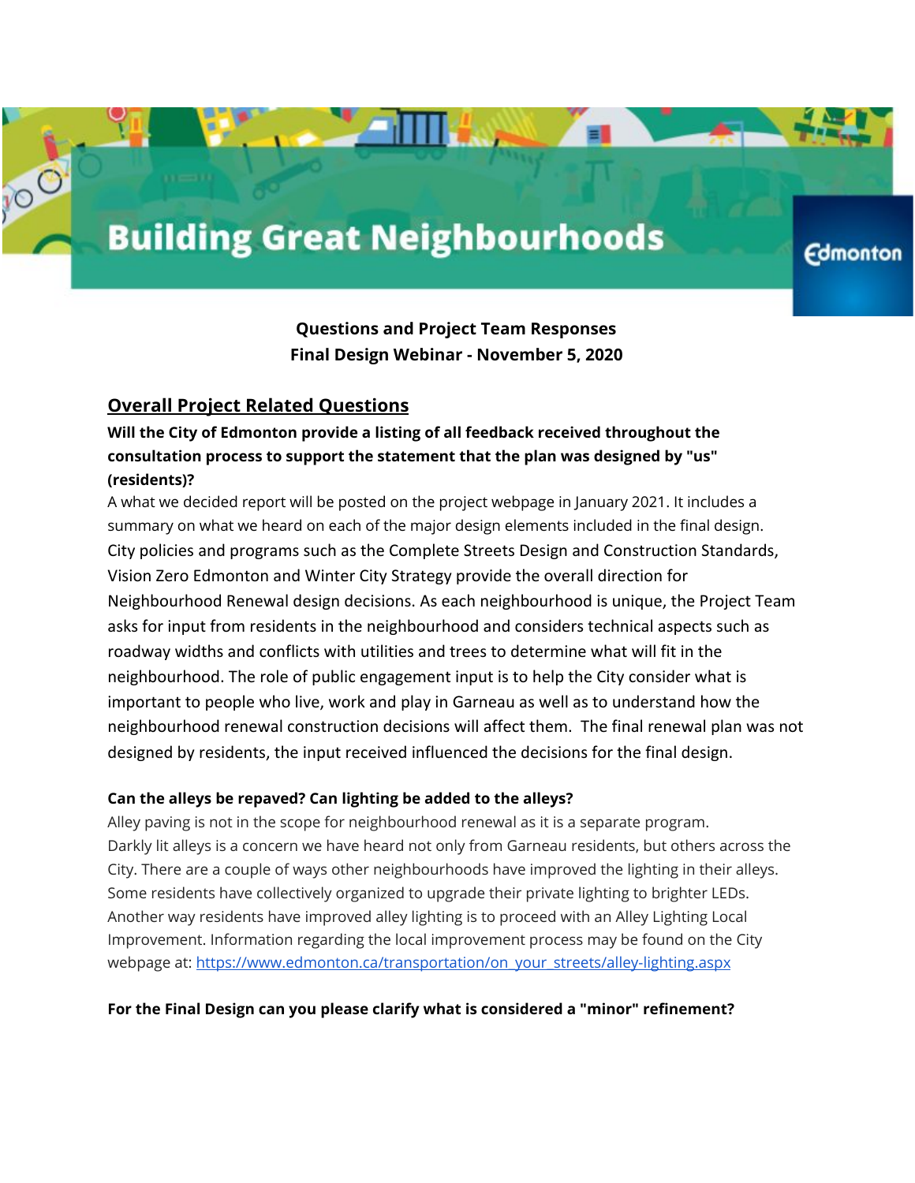# Building Great Neighbourhoods

**Questions and Project Team Responses**
**Final Design Webinar - November 5, 2020**

## Overall Project Related Questions

**Will the City of Edmonton provide a listing of all feedback received throughout the consultation process to support the statement that the plan was designed by "us" (residents)?**

A what we decided report will be posted on the project webpage in January 2021. It includes a summary on what we heard on each of the major design elements included in the final design. City policies and programs such as the Complete Streets Design and Construction Standards, Vision Zero Edmonton and Winter City Strategy provide the overall direction for Neighbourhood Renewal design decisions. As each neighbourhood is unique, the Project Team asks for input from residents in the neighbourhood and considers technical aspects such as roadway widths and conflicts with utilities and trees to determine what will fit in the neighbourhood. The role of public engagement input is to help the City consider what is important to people who live, work and play in Garneau as well as to understand how the neighbourhood renewal construction decisions will affect them. The final renewal plan was not designed by residents, the input received influenced the decisions for the final design.

**Can the alleys be repaved? Can lighting be added to the alleys?**

Alley paving is not in the scope for neighbourhood renewal as it is a separate program. Darkly lit alleys is a concern we have heard not only from Garneau residents, but others across the City. There are a couple of ways other neighbourhoods have improved the lighting in their alleys. Some residents have collectively organized to upgrade their private lighting to brighter LEDs. Another way residents have improved alley lighting is to proceed with an Alley Lighting Local Improvement. Information regarding the local improvement process may be found on the City webpage at: https://www.edmonton.ca/transportation/on_your_streets/alley-lighting.aspx

**For the Final Design can you please clarify what is considered a "minor" refinement?**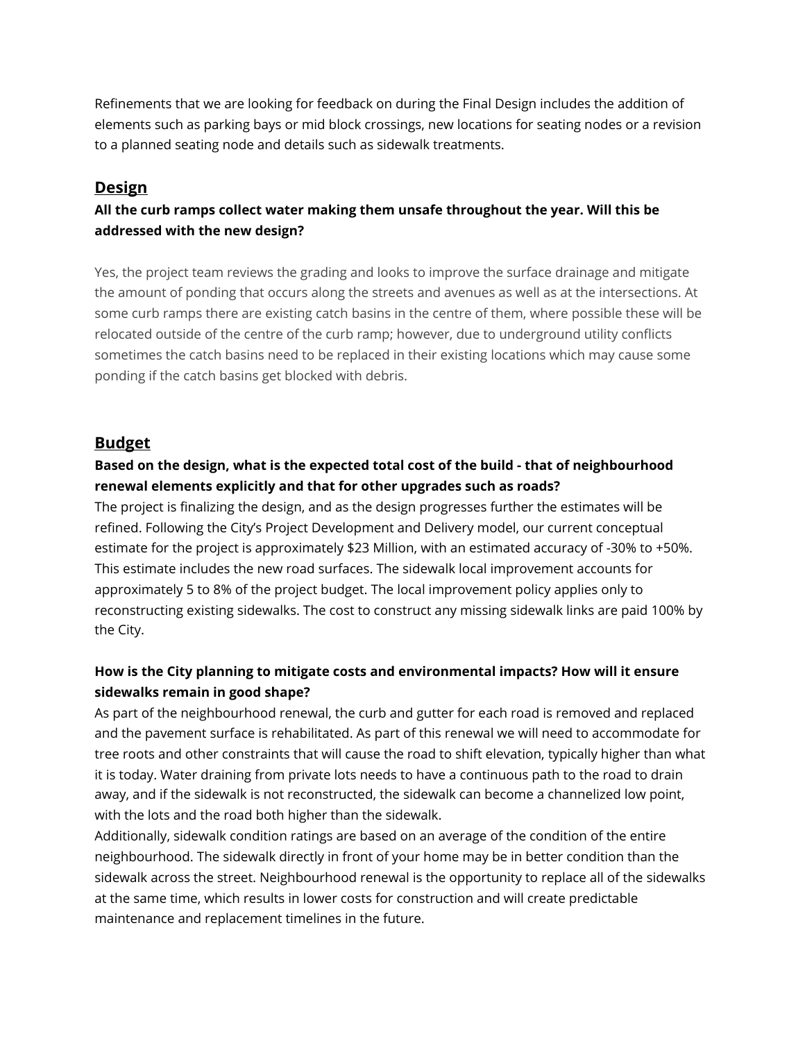Refinements that we are looking for feedback on during the Final Design includes the addition of elements such as parking bays or mid block crossings, new locations for seating nodes or a revision to a planned seating node and details such as sidewalk treatments.

## Design

**All the curb ramps collect water making them unsafe throughout the year. Will this be addressed with the new design?**

Yes, the project team reviews the grading and looks to improve the surface drainage and mitigate the amount of ponding that occurs along the streets and avenues as well as at the intersections. At some curb ramps there are existing catch basins in the centre of them, where possible these will be relocated outside of the centre of the curb ramp; however, due to underground utility conflicts sometimes the catch basins need to be replaced in their existing locations which may cause some ponding if the catch basins get blocked with debris.

## Budget

**Based on the design, what is the expected total cost of the build - that of neighbourhood renewal elements explicitly and that for other upgrades such as roads?**

The project is finalizing the design, and as the design progresses further the estimates will be refined. Following the City's Project Development and Delivery model, our current conceptual estimate for the project is approximately $23 Million, with an estimated accuracy of -30% to +50%. This estimate includes the new road surfaces. The sidewalk local improvement accounts for approximately 5 to 8% of the project budget. The local improvement policy applies only to reconstructing existing sidewalks. The cost to construct any missing sidewalk links are paid 100% by the City.

**How is the City planning to mitigate costs and environmental impacts? How will it ensure sidewalks remain in good shape?**

As part of the neighbourhood renewal, the curb and gutter for each road is removed and replaced and the pavement surface is rehabilitated. As part of this renewal we will need to accommodate for tree roots and other constraints that will cause the road to shift elevation, typically higher than what it is today. Water draining from private lots needs to have a continuous path to the road to drain away, and if the sidewalk is not reconstructed, the sidewalk can become a channelized low point, with the lots and the road both higher than the sidewalk.

Additionally, sidewalk condition ratings are based on an average of the condition of the entire neighbourhood. The sidewalk directly in front of your home may be in better condition than the sidewalk across the street. Neighbourhood renewal is the opportunity to replace all of the sidewalks at the same time, which results in lower costs for construction and will create predictable maintenance and replacement timelines in the future.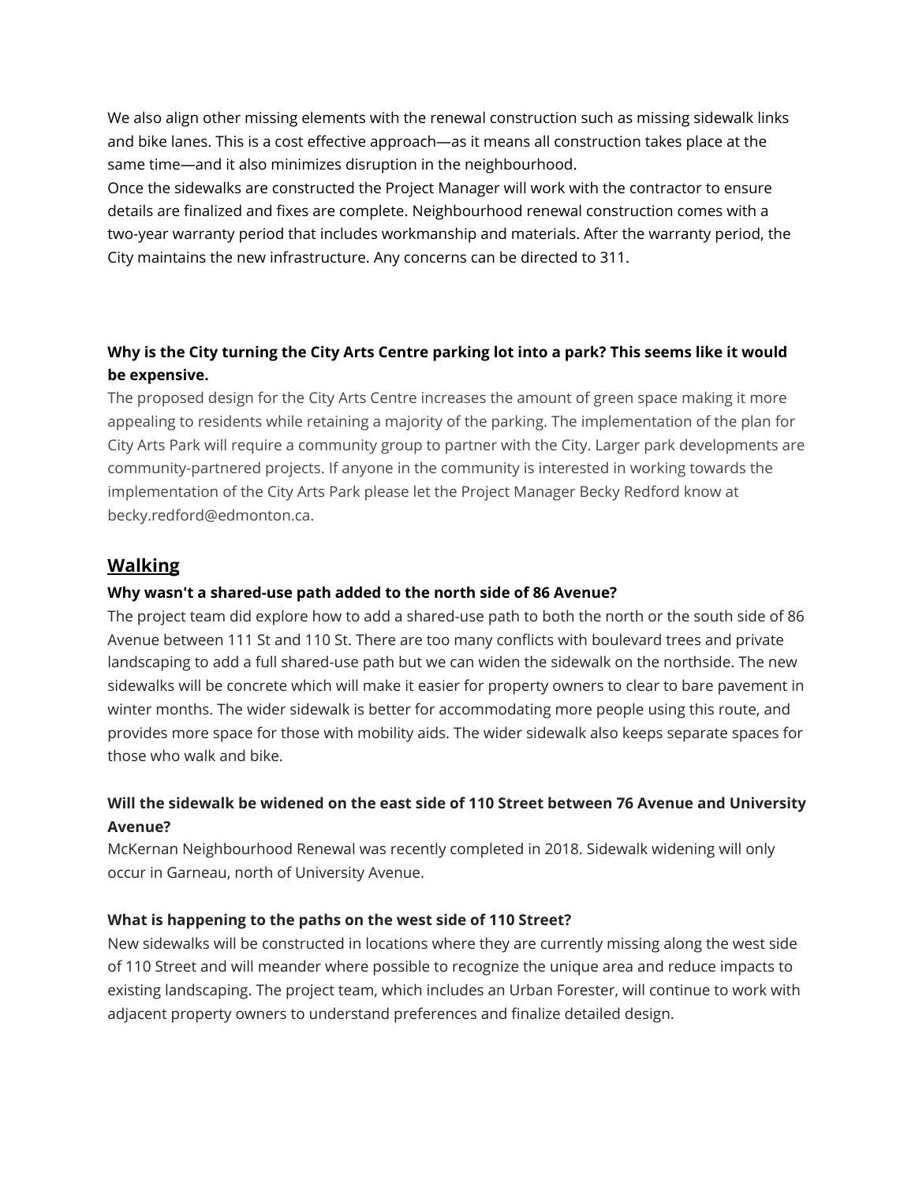We also align other missing elements with the renewal construction such as missing sidewalk links and bike lanes. This is a cost effective approach—as it means all construction takes place at the same time—and it also minimizes disruption in the neighbourhood.
Once the sidewalks are constructed the Project Manager will work with the contractor to ensure details are finalized and fixes are complete. Neighbourhood renewal construction comes with a two-year warranty period that includes workmanship and materials. After the warranty period, the City maintains the new infrastructure. Any concerns can be directed to 311.

**Why is the City turning the City Arts Centre parking lot into a park? This seems like it would be expensive.**

The proposed design for the City Arts Centre increases the amount of green space making it more appealing to residents while retaining a majority of the parking. The implementation of the plan for City Arts Park will require a community group to partner with the City. Larger park developments are community-partnered projects. If anyone in the community is interested in working towards the implementation of the City Arts Park please let the Project Manager Becky Redford know at becky.redford@edmonton.ca.

## Walking

**Why wasn't a shared-use path added to the north side of 86 Avenue?**

The project team did explore how to add a shared-use path to both the north or the south side of 86 Avenue between 111 St and 110 St. There are too many conflicts with boulevard trees and private landscaping to add a full shared-use path but we can widen the sidewalk on the northside. The new sidewalks will be concrete which will make it easier for property owners to clear to bare pavement in winter months. The wider sidewalk is better for accommodating more people using this route, and provides more space for those with mobility aids. The wider sidewalk also keeps separate spaces for those who walk and bike.

**Will the sidewalk be widened on the east side of 110 Street between 76 Avenue and University Avenue?**

McKernan Neighbourhood Renewal was recently completed in 2018. Sidewalk widening will only occur in Garneau, north of University Avenue.

**What is happening to the paths on the west side of 110 Street?**

New sidewalks will be constructed in locations where they are currently missing along the west side of 110 Street and will meander where possible to recognize the unique area and reduce impacts to existing landscaping. The project team, which includes an Urban Forester, will continue to work with adjacent property owners to understand preferences and finalize detailed design.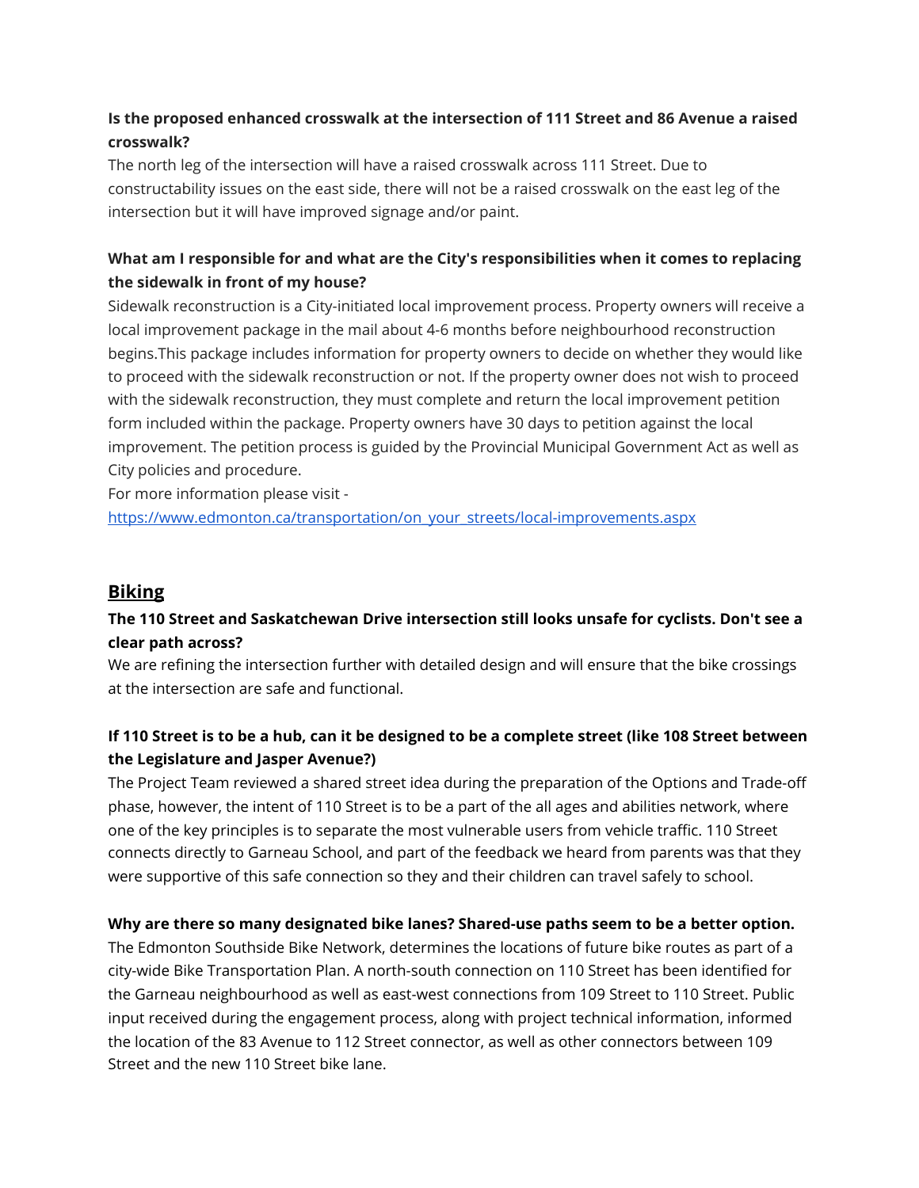**Is the proposed enhanced crosswalk at the intersection of 111 Street and 86 Avenue a raised crosswalk?**

The north leg of the intersection will have a raised crosswalk across 111 Street. Due to constructability issues on the east side, there will not be a raised crosswalk on the east leg of the intersection but it will have improved signage and/or paint.

**What am I responsible for and what are the City's responsibilities when it comes to replacing the sidewalk in front of my house?**

Sidewalk reconstruction is a City-initiated local improvement process. Property owners will receive a local improvement package in the mail about 4-6 months before neighbourhood reconstruction begins.This package includes information for property owners to decide on whether they would like to proceed with the sidewalk reconstruction or not. If the property owner does not wish to proceed with the sidewalk reconstruction, they must complete and return the local improvement petition form included within the package. Property owners have 30 days to petition against the local improvement. The petition process is guided by the Provincial Municipal Government Act as well as City policies and procedure.

For more information please visit -

[https://www.edmonton.ca/transportation/on_your_streets/local-improvements.aspx](https://www.edmonton.ca/transportation/on_your_streets/local-improvements.aspx)

## Biking

**The 110 Street and Saskatchewan Drive intersection still looks unsafe for cyclists. Don't see a clear path across?**

We are refining the intersection further with detailed design and will ensure that the bike crossings at the intersection are safe and functional.

**If 110 Street is to be a hub, can it be designed to be a complete street (like 108 Street between the Legislature and Jasper Avenue?)**

The Project Team reviewed a shared street idea during the preparation of the Options and Trade-off phase, however, the intent of 110 Street is to be a part of the all ages and abilities network, where one of the key principles is to separate the most vulnerable users from vehicle traffic. 110 Street connects directly to Garneau School, and part of the feedback we heard from parents was that they were supportive of this safe connection so they and their children can travel safely to school.

**Why are there so many designated bike lanes? Shared-use paths seem to be a better option.**

The Edmonton Southside Bike Network, determines the locations of future bike routes as part of a city-wide Bike Transportation Plan. A north-south connection on 110 Street has been identified for the Garneau neighbourhood as well as east-west connections from 109 Street to 110 Street. Public input received during the engagement process, along with project technical information, informed the location of the 83 Avenue to 112 Street connector, as well as other connectors between 109 Street and the new 110 Street bike lane.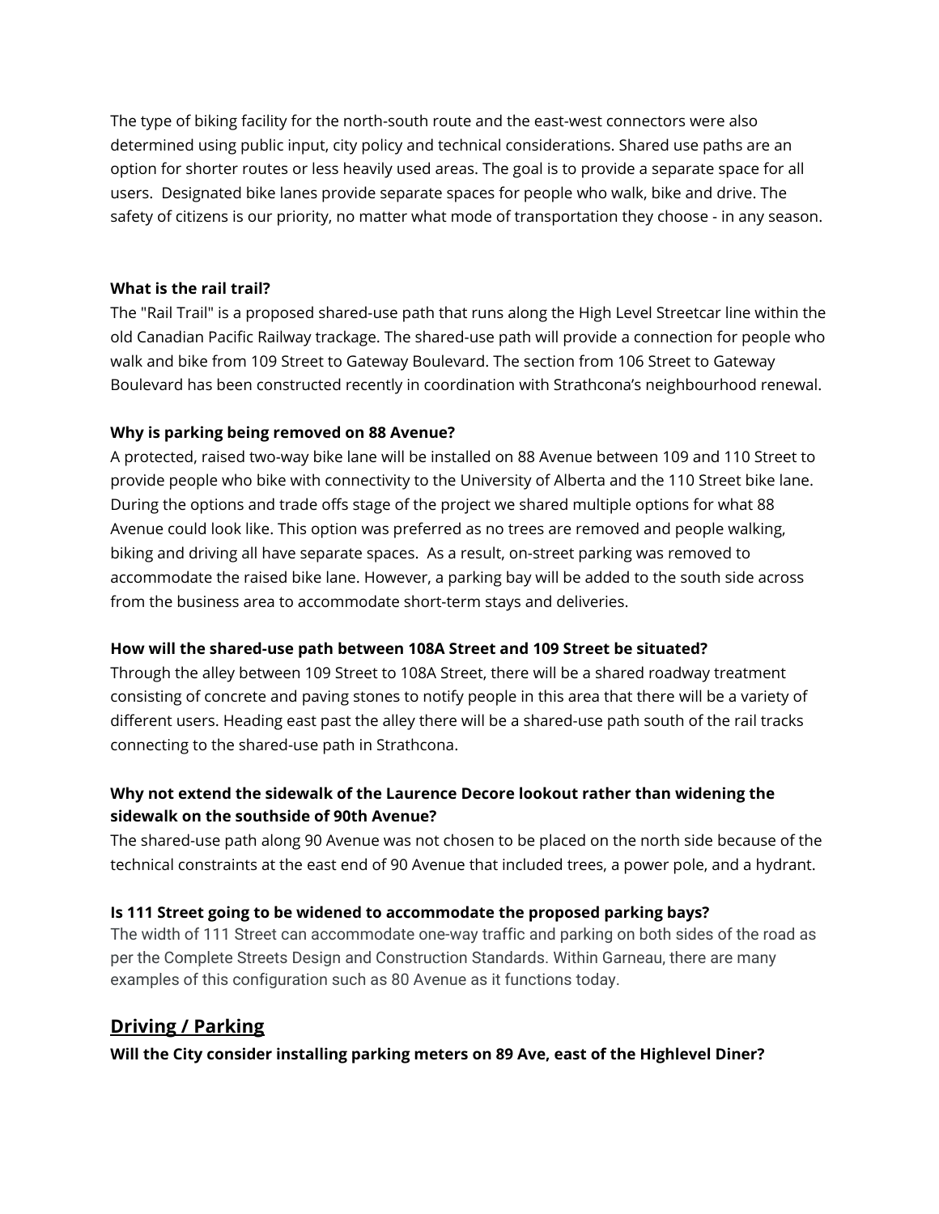The type of biking facility for the north-south route and the east-west connectors were also determined using public input, city policy and technical considerations. Shared use paths are an option for shorter routes or less heavily used areas. The goal is to provide a separate space for all users. Designated bike lanes provide separate spaces for people who walk, bike and drive. The safety of citizens is our priority, no matter what mode of transportation they choose - in any season.

**What is the rail trail?**

The "Rail Trail" is a proposed shared-use path that runs along the High Level Streetcar line within the old Canadian Pacific Railway trackage. The shared-use path will provide a connection for people who walk and bike from 109 Street to Gateway Boulevard. The section from 106 Street to Gateway Boulevard has been constructed recently in coordination with Strathcona's neighbourhood renewal.

**Why is parking being removed on 88 Avenue?**

A protected, raised two-way bike lane will be installed on 88 Avenue between 109 and 110 Street to provide people who bike with connectivity to the University of Alberta and the 110 Street bike lane. During the options and trade offs stage of the project we shared multiple options for what 88 Avenue could look like. This option was preferred as no trees are removed and people walking, biking and driving all have separate spaces. As a result, on-street parking was removed to accommodate the raised bike lane. However, a parking bay will be added to the south side across from the business area to accommodate short-term stays and deliveries.

**How will the shared-use path between 108A Street and 109 Street be situated?**

Through the alley between 109 Street to 108A Street, there will be a shared roadway treatment consisting of concrete and paving stones to notify people in this area that there will be a variety of different users. Heading east past the alley there will be a shared-use path south of the rail tracks connecting to the shared-use path in Strathcona.

**Why not extend the sidewalk of the Laurence Decore lookout rather than widening the sidewalk on the southside of 90th Avenue?**

The shared-use path along 90 Avenue was not chosen to be placed on the north side because of the technical constraints at the east end of 90 Avenue that included trees, a power pole, and a hydrant.

**Is 111 Street going to be widened to accommodate the proposed parking bays?**

The width of 111 Street can accommodate one-way traffic and parking on both sides of the road as per the Complete Streets Design and Construction Standards. Within Garneau, there are many examples of this configuration such as 80 Avenue as it functions today.

## Driving / Parking

**Will the City consider installing parking meters on 89 Ave, east of the Highlevel Diner?**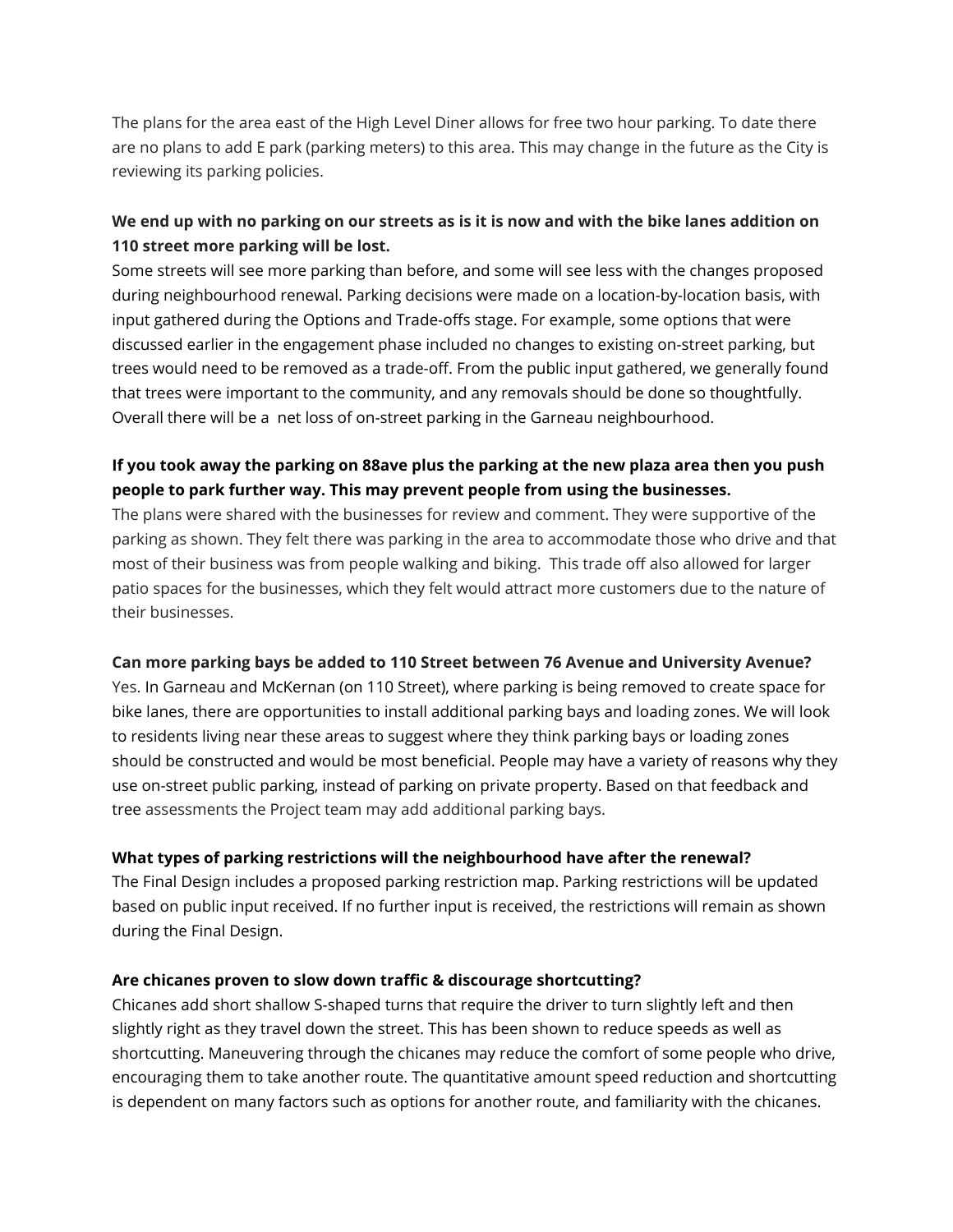The plans for the area east of the High Level Diner allows for free two hour parking. To date there are no plans to add E park (parking meters) to this area. This may change in the future as the City is reviewing its parking policies.

**We end up with no parking on our streets as is it is now and with the bike lanes addition on 110 street more parking will be lost.**

Some streets will see more parking than before, and some will see less with the changes proposed during neighbourhood renewal. Parking decisions were made on a location-by-location basis, with input gathered during the Options and Trade-offs stage. For example, some options that were discussed earlier in the engagement phase included no changes to existing on-street parking, but trees would need to be removed as a trade-off. From the public input gathered, we generally found that trees were important to the community, and any removals should be done so thoughtfully. Overall there will be a net loss of on-street parking in the Garneau neighbourhood.

**If you took away the parking on 88ave plus the parking at the new plaza area then you push people to park further way. This may prevent people from using the businesses.**

The plans were shared with the businesses for review and comment. They were supportive of the parking as shown. They felt there was parking in the area to accommodate those who drive and that most of their business was from people walking and biking. This trade off also allowed for larger patio spaces for the businesses, which they felt would attract more customers due to the nature of their businesses.

**Can more parking bays be added to 110 Street between 76 Avenue and University Avenue?**

Yes. In Garneau and McKernan (on 110 Street), where parking is being removed to create space for bike lanes, there are opportunities to install additional parking bays and loading zones. We will look to residents living near these areas to suggest where they think parking bays or loading zones should be constructed and would be most beneficial. People may have a variety of reasons why they use on-street public parking, instead of parking on private property. Based on that feedback and tree assessments the Project team may add additional parking bays.

**What types of parking restrictions will the neighbourhood have after the renewal?**

The Final Design includes a proposed parking restriction map. Parking restrictions will be updated based on public input received. If no further input is received, the restrictions will remain as shown during the Final Design.

**Are chicanes proven to slow down traffic & discourage shortcutting?**

Chicanes add short shallow S-shaped turns that require the driver to turn slightly left and then slightly right as they travel down the street. This has been shown to reduce speeds as well as shortcutting. Maneuvering through the chicanes may reduce the comfort of some people who drive, encouraging them to take another route. The quantitative amount speed reduction and shortcutting is dependent on many factors such as options for another route, and familiarity with the chicanes.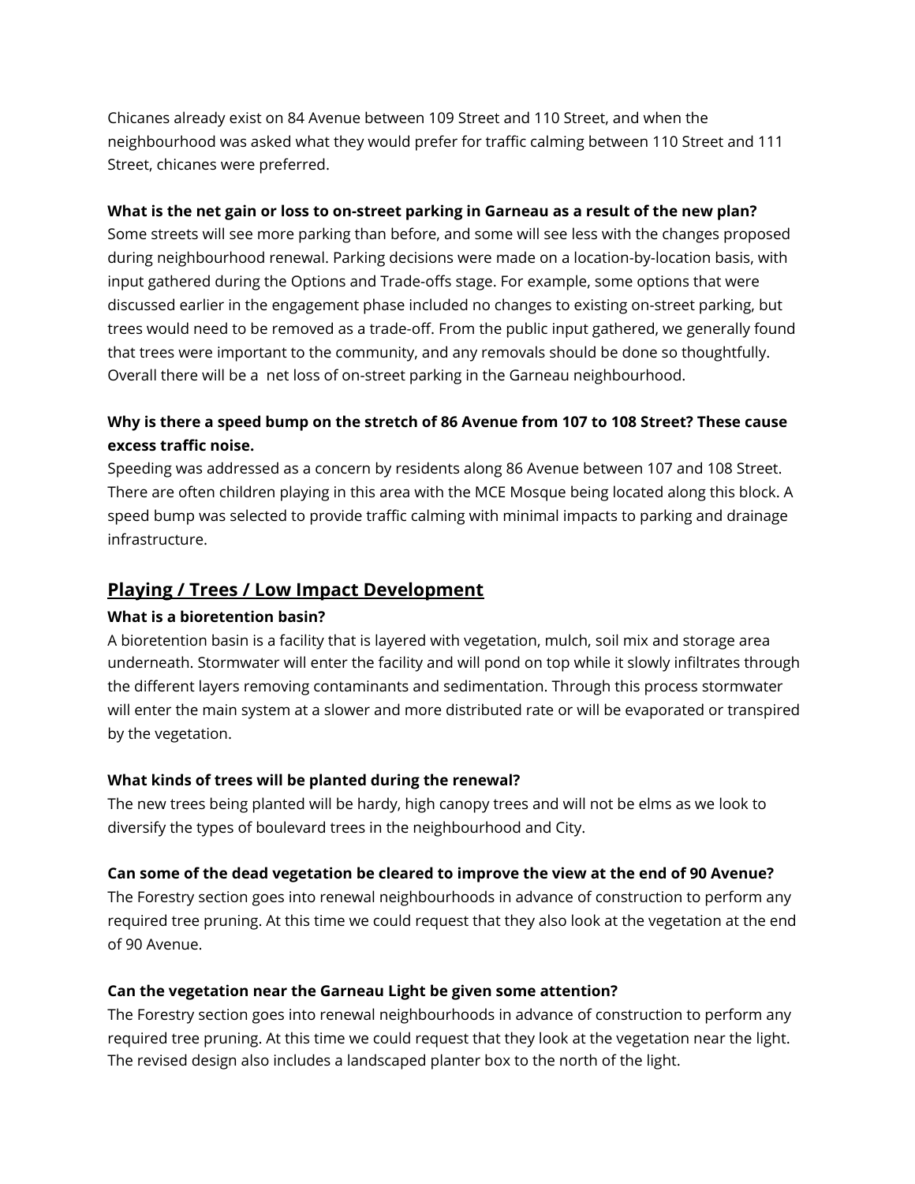Chicanes already exist on 84 Avenue between 109 Street and 110 Street, and when the neighbourhood was asked what they would prefer for traffic calming between 110 Street and 111 Street, chicanes were preferred.

**What is the net gain or loss to on-street parking in Garneau as a result of the new plan?**
Some streets will see more parking than before, and some will see less with the changes proposed during neighbourhood renewal. Parking decisions were made on a location-by-location basis, with input gathered during the Options and Trade-offs stage. For example, some options that were discussed earlier in the engagement phase included no changes to existing on-street parking, but trees would need to be removed as a trade-off. From the public input gathered, we generally found that trees were important to the community, and any removals should be done so thoughtfully. Overall there will be a net loss of on-street parking in the Garneau neighbourhood.

**Why is there a speed bump on the stretch of 86 Avenue from 107 to 108 Street? These cause excess traffic noise.**
Speeding was addressed as a concern by residents along 86 Avenue between 107 and 108 Street. There are often children playing in this area with the MCE Mosque being located along this block. A speed bump was selected to provide traffic calming with minimal impacts to parking and drainage infrastructure.

## Playing / Trees / Low Impact Development

**What is a bioretention basin?**
A bioretention basin is a facility that is layered with vegetation, mulch, soil mix and storage area underneath. Stormwater will enter the facility and will pond on top while it slowly infiltrates through the different layers removing contaminants and sedimentation. Through this process stormwater will enter the main system at a slower and more distributed rate or will be evaporated or transpired by the vegetation.

**What kinds of trees will be planted during the renewal?**
The new trees being planted will be hardy, high canopy trees and will not be elms as we look to diversify the types of boulevard trees in the neighbourhood and City.

**Can some of the dead vegetation be cleared to improve the view at the end of 90 Avenue?**
The Forestry section goes into renewal neighbourhoods in advance of construction to perform any required tree pruning. At this time we could request that they also look at the vegetation at the end of 90 Avenue.

**Can the vegetation near the Garneau Light be given some attention?**
The Forestry section goes into renewal neighbourhoods in advance of construction to perform any required tree pruning. At this time we could request that they look at the vegetation near the light. The revised design also includes a landscaped planter box to the north of the light.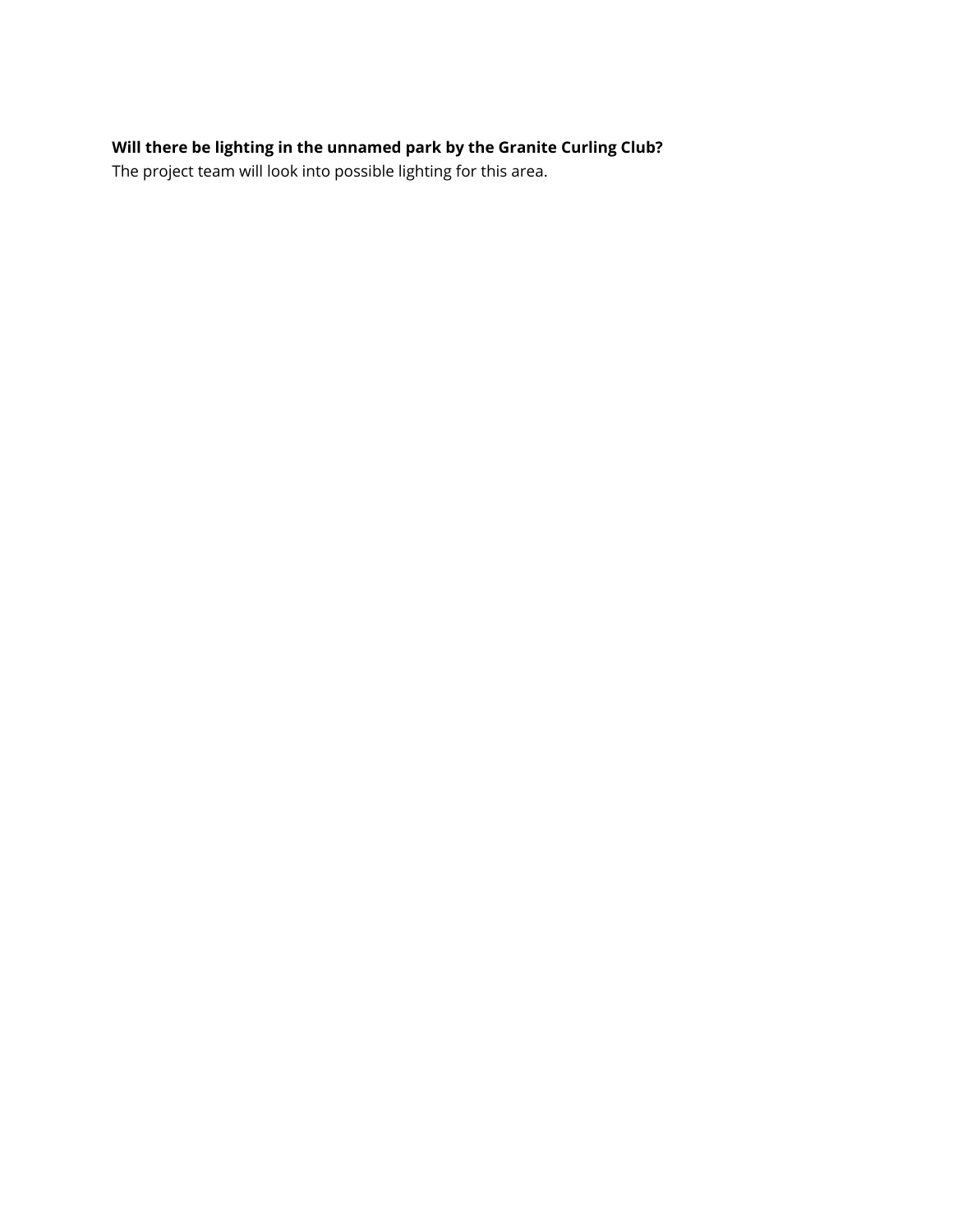**Will there be lighting in the unnamed park by the Granite Curling Club?**
The project team will look into possible lighting for this area.